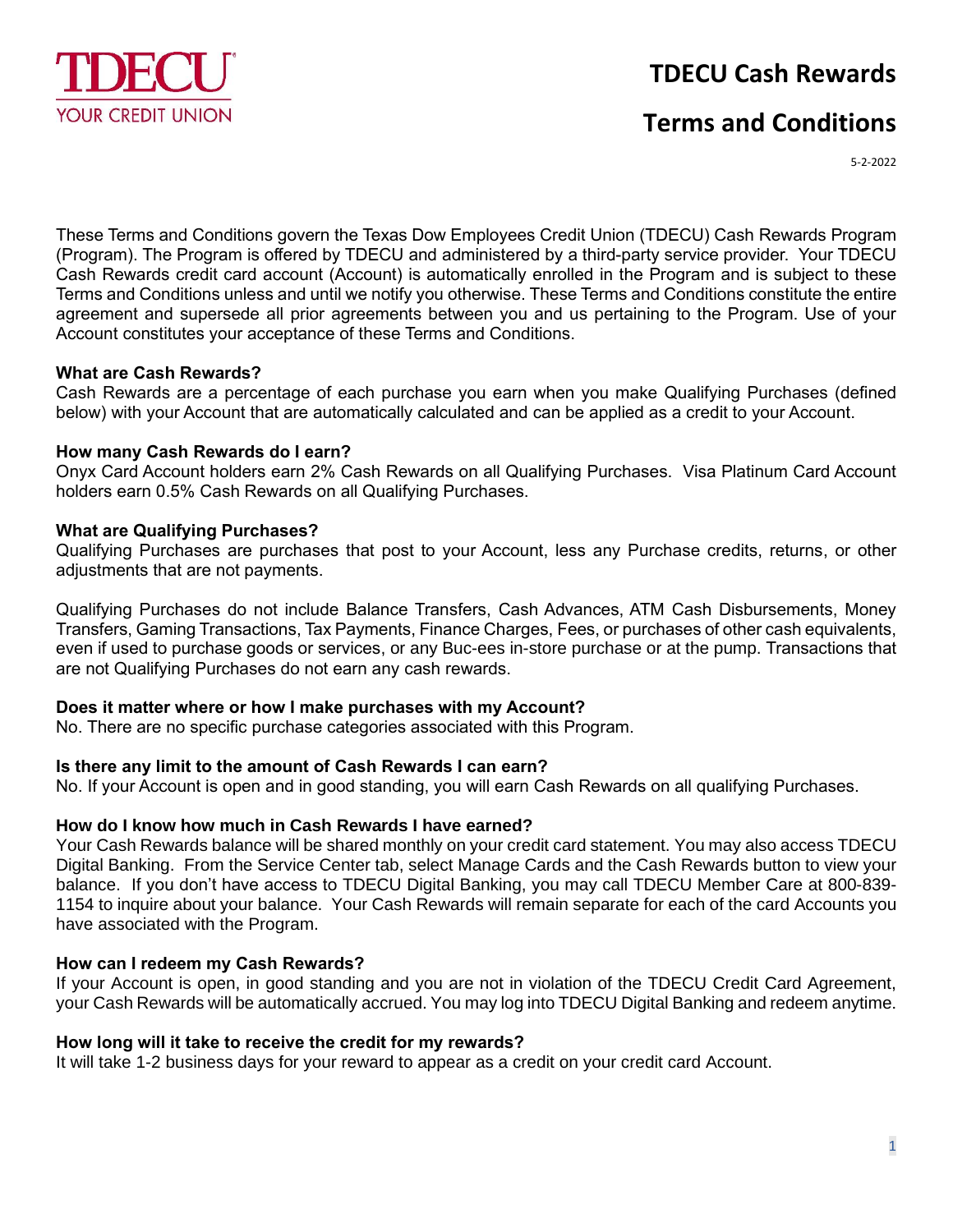TDECU
YOUR CREDIT UNION

# TDECU Cash Rewards

# Terms and Conditions

5-2-2022

These Terms and Conditions govern the Texas Dow Employees Credit Union (TDECU) Cash Rewards Program (Program). The Program is offered by TDECU and administered by a third-party service provider. Your TDECU Cash Rewards credit card account (Account) is automatically enrolled in the Program and is subject to these Terms and Conditions unless and until we notify you otherwise. These Terms and Conditions constitute the entire agreement and supersede all prior agreements between you and us pertaining to the Program. Use of your Account constitutes your acceptance of these Terms and Conditions.

**What are Cash Rewards?**
Cash Rewards are a percentage of each purchase you earn when you make Qualifying Purchases (defined below) with your Account that are automatically calculated and can be applied as a credit to your Account.

**How many Cash Rewards do I earn?**
Onyx Card Account holders earn 2% Cash Rewards on all Qualifying Purchases. Visa Platinum Card Account holders earn 0.5% Cash Rewards on all Qualifying Purchases.

**What are Qualifying Purchases?**
Qualifying Purchases are purchases that post to your Account, less any Purchase credits, returns, or other adjustments that are not payments.

Qualifying Purchases do not include Balance Transfers, Cash Advances, ATM Cash Disbursements, Money Transfers, Gaming Transactions, Tax Payments, Finance Charges, Fees, or purchases of other cash equivalents, even if used to purchase goods or services, or any Buc-ees in-store purchase or at the pump. Transactions that are not Qualifying Purchases do not earn any cash rewards.

**Does it matter where or how I make purchases with my Account?**
No. There are no specific purchase categories associated with this Program.

**Is there any limit to the amount of Cash Rewards I can earn?**
No. If your Account is open and in good standing, you will earn Cash Rewards on all qualifying Purchases.

**How do I know how much in Cash Rewards I have earned?**
Your Cash Rewards balance will be shared monthly on your credit card statement. You may also access TDECU Digital Banking. From the Service Center tab, select Manage Cards and the Cash Rewards button to view your balance. If you don't have access to TDECU Digital Banking, you may call TDECU Member Care at 800-839-1154 to inquire about your balance. Your Cash Rewards will remain separate for each of the card Accounts you have associated with the Program.

**How can I redeem my Cash Rewards?**
If your Account is open, in good standing and you are not in violation of the TDECU Credit Card Agreement, your Cash Rewards will be automatically accrued. You may log into TDECU Digital Banking and redeem anytime.

**How long will it take to receive the credit for my rewards?**
It will take 1-2 business days for your reward to appear as a credit on your credit card Account.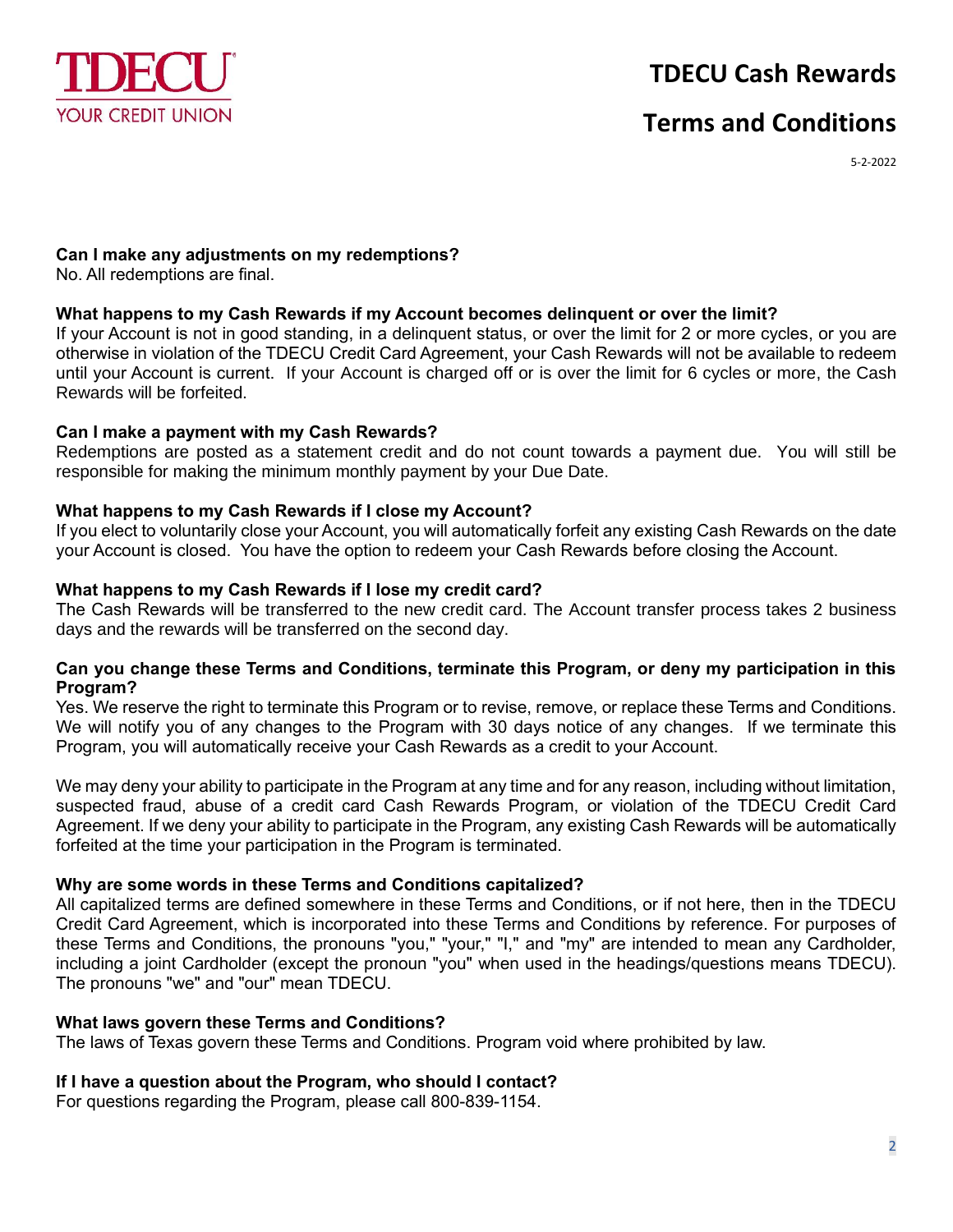# TDECU Cash Rewards

## Terms and Conditions

5-2-2022

**Can I make any adjustments on my redemptions?**
No. All redemptions are final.

**What happens to my Cash Rewards if my Account becomes delinquent or over the limit?**
If your Account is not in good standing, in a delinquent status, or over the limit for 2 or more cycles, or you are otherwise in violation of the TDECU Credit Card Agreement, your Cash Rewards will not be available to redeem until your Account is current. If your Account is charged off or is over the limit for 6 cycles or more, the Cash Rewards will be forfeited.

**Can I make a payment with my Cash Rewards?**
Redemptions are posted as a statement credit and do not count towards a payment due. You will still be responsible for making the minimum monthly payment by your Due Date.

**What happens to my Cash Rewards if I close my Account?**
If you elect to voluntarily close your Account, you will automatically forfeit any existing Cash Rewards on the date your Account is closed. You have the option to redeem your Cash Rewards before closing the Account.

**What happens to my Cash Rewards if I lose my credit card?**
The Cash Rewards will be transferred to the new credit card. The Account transfer process takes 2 business days and the rewards will be transferred on the second day.

**Can you change these Terms and Conditions, terminate this Program, or deny my participation in this Program?**
Yes. We reserve the right to terminate this Program or to revise, remove, or replace these Terms and Conditions. We will notify you of any changes to the Program with 30 days notice of any changes. If we terminate this Program, you will automatically receive your Cash Rewards as a credit to your Account.

We may deny your ability to participate in the Program at any time and for any reason, including without limitation, suspected fraud, abuse of a credit card Cash Rewards Program, or violation of the TDECU Credit Card Agreement. If we deny your ability to participate in the Program, any existing Cash Rewards will be automatically forfeited at the time your participation in the Program is terminated.

**Why are some words in these Terms and Conditions capitalized?**
All capitalized terms are defined somewhere in these Terms and Conditions, or if not here, then in the TDECU Credit Card Agreement, which is incorporated into these Terms and Conditions by reference. For purposes of these Terms and Conditions, the pronouns "you," "your," "I," and "my" are intended to mean any Cardholder, including a joint Cardholder (except the pronoun "you" when used in the headings/questions means TDECU). The pronouns "we" and "our" mean TDECU.

**What laws govern these Terms and Conditions?**
The laws of Texas govern these Terms and Conditions. Program void where prohibited by law.

**If I have a question about the Program, who should I contact?**
For questions regarding the Program, please call 800-839-1154.